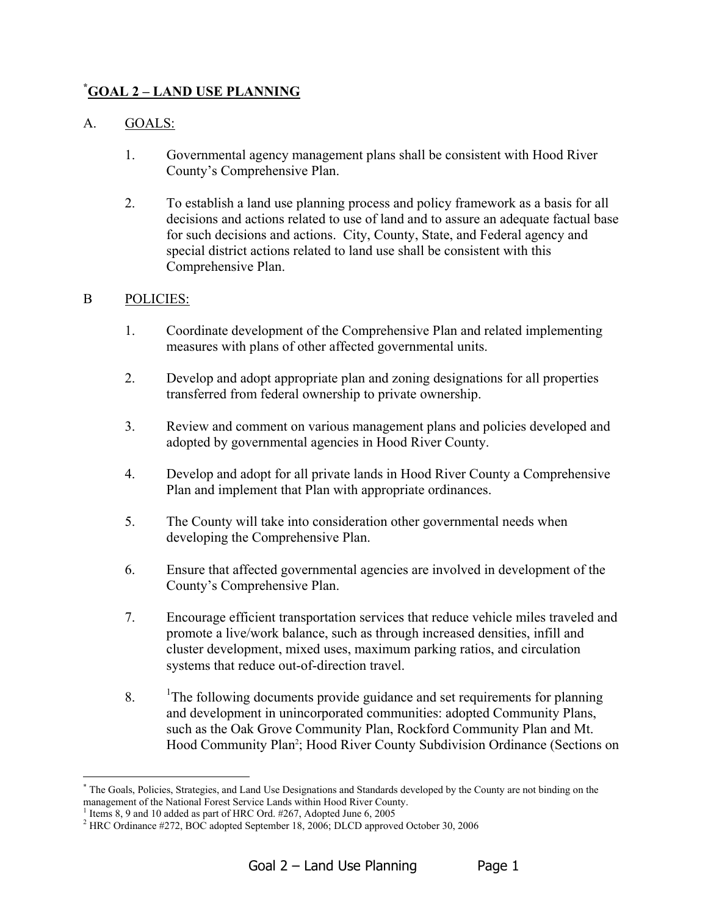# [*]GOAL 2 – LAND USE PLANNING

## A. GOALS:

1. Governmental agency management plans shall be consistent with Hood River County's Comprehensive Plan.

2. To establish a land use planning process and policy framework as a basis for all decisions and actions related to use of land and to assure an adequate factual base for such decisions and actions. City, County, State, and Federal agency and special district actions related to land use shall be consistent with this Comprehensive Plan.

## B POLICIES:

1. Coordinate development of the Comprehensive Plan and related implementing measures with plans of other affected governmental units.

2. Develop and adopt appropriate plan and zoning designations for all properties transferred from federal ownership to private ownership.

3. Review and comment on various management plans and policies developed and adopted by governmental agencies in Hood River County.

4. Develop and adopt for all private lands in Hood River County a Comprehensive Plan and implement that Plan with appropriate ordinances.

5. The County will take into consideration other governmental needs when developing the Comprehensive Plan.

6. Ensure that affected governmental agencies are involved in development of the County's Comprehensive Plan.

7. Encourage efficient transportation services that reduce vehicle miles traveled and promote a live/work balance, such as through increased densities, infill and cluster development, mixed uses, maximum parking ratios, and circulation systems that reduce out-of-direction travel.

8. [1]The following documents provide guidance and set requirements for planning and development in unincorporated communities: adopted Community Plans, such as the Oak Grove Community Plan, Rockford Community Plan and Mt. Hood Community Plan[2]; Hood River County Subdivision Ordinance (Sections on

---

[*] The Goals, Policies, Strategies, and Land Use Designations and Standards developed by the County are not binding on the management of the National Forest Service Lands within Hood River County.

[1] Items 8, 9 and 10 added as part of HRC Ord. #267, Adopted June 6, 2005

[2] HRC Ordinance #272, BOC adopted September 18, 2006; DLCD approved October 30, 2006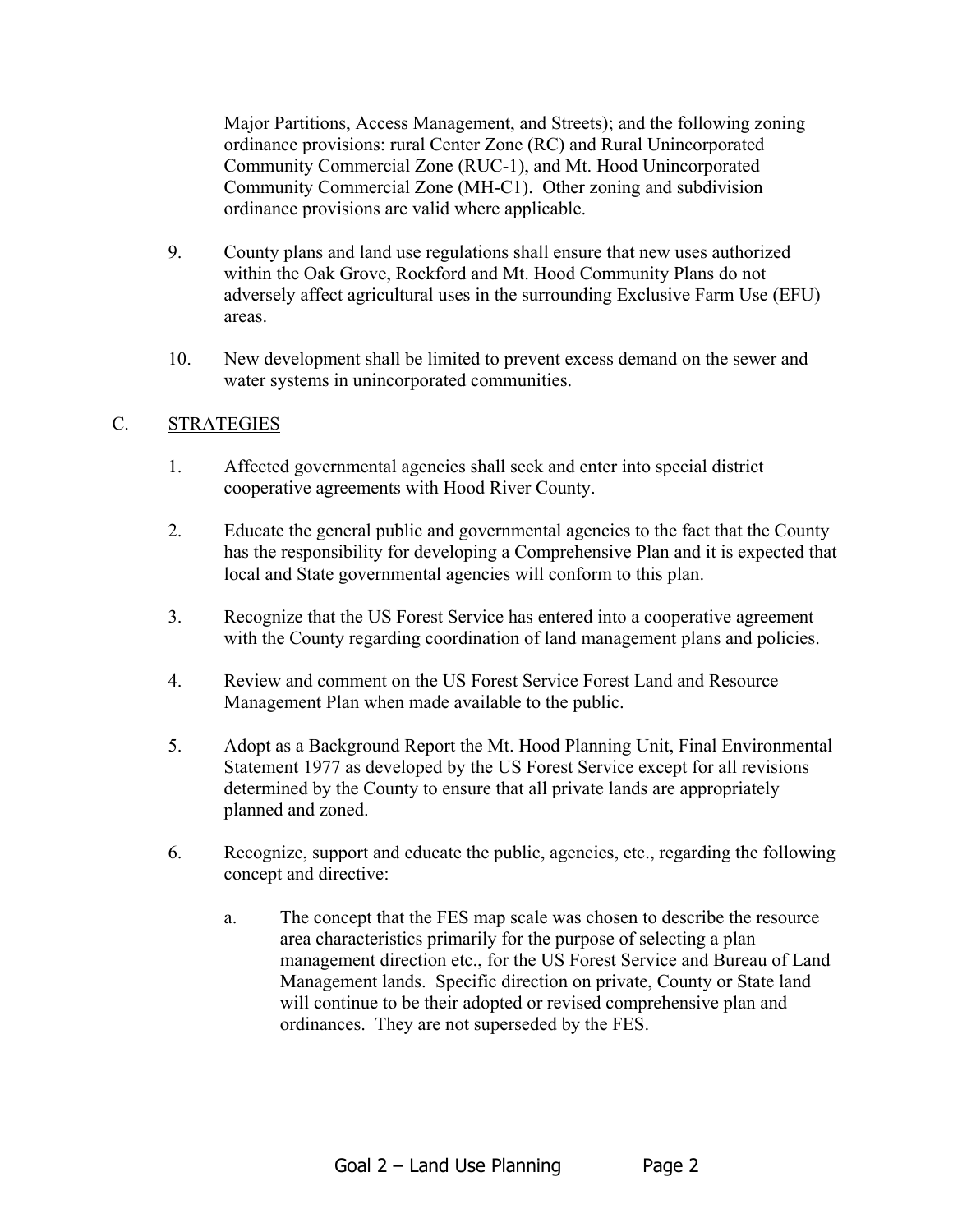Major Partitions, Access Management, and Streets); and the following zoning ordinance provisions: rural Center Zone (RC) and Rural Unincorporated Community Commercial Zone (RUC-1), and Mt. Hood Unincorporated Community Commercial Zone (MH-C1). Other zoning and subdivision ordinance provisions are valid where applicable.

9. County plans and land use regulations shall ensure that new uses authorized within the Oak Grove, Rockford and Mt. Hood Community Plans do not adversely affect agricultural uses in the surrounding Exclusive Farm Use (EFU) areas.

10. New development shall be limited to prevent excess demand on the sewer and water systems in unincorporated communities.

## C. STRATEGIES

1. Affected governmental agencies shall seek and enter into special district cooperative agreements with Hood River County.

2. Educate the general public and governmental agencies to the fact that the County has the responsibility for developing a Comprehensive Plan and it is expected that local and State governmental agencies will conform to this plan.

3. Recognize that the US Forest Service has entered into a cooperative agreement with the County regarding coordination of land management plans and policies.

4. Review and comment on the US Forest Service Forest Land and Resource Management Plan when made available to the public.

5. Adopt as a Background Report the Mt. Hood Planning Unit, Final Environmental Statement 1977 as developed by the US Forest Service except for all revisions determined by the County to ensure that all private lands are appropriately planned and zoned.

6. Recognize, support and educate the public, agencies, etc., regarding the following concept and directive:

   a. The concept that the FES map scale was chosen to describe the resource area characteristics primarily for the purpose of selecting a plan management direction etc., for the US Forest Service and Bureau of Land Management lands. Specific direction on private, County or State land will continue to be their adopted or revised comprehensive plan and ordinances. They are not superseded by the FES.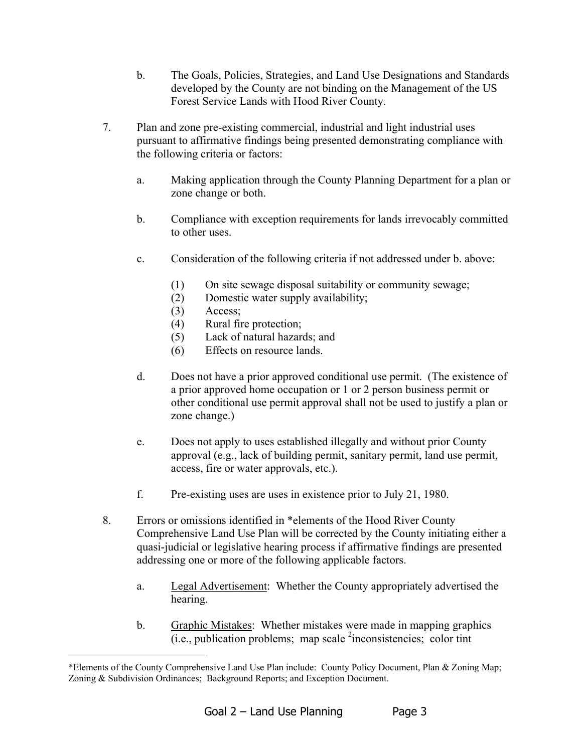b. The Goals, Policies, Strategies, and Land Use Designations and Standards developed by the County are not binding on the Management of the US Forest Service Lands with Hood River County.

7. Plan and zone pre-existing commercial, industrial and light industrial uses pursuant to affirmative findings being presented demonstrating compliance with the following criteria or factors:

   a. Making application through the County Planning Department for a plan or zone change or both.

   b. Compliance with exception requirements for lands irrevocably committed to other uses.

   c. Consideration of the following criteria if not addressed under b. above:

      (1) On site sewage disposal suitability or community sewage;
      (2) Domestic water supply availability;
      (3) Access;
      (4) Rural fire protection;
      (5) Lack of natural hazards; and
      (6) Effects on resource lands.

   d. Does not have a prior approved conditional use permit. (The existence of a prior approved home occupation or 1 or 2 person business permit or other conditional use permit approval shall not be used to justify a plan or zone change.)

   e. Does not apply to uses established illegally and without prior County approval (e.g., lack of building permit, sanitary permit, land use permit, access, fire or water approvals, etc.).

   f. Pre-existing uses are uses in existence prior to July 21, 1980.

8. Errors or omissions identified in *elements of the Hood River County Comprehensive Land Use Plan will be corrected by the County initiating either a quasi-judicial or legislative hearing process if affirmative findings are presented addressing one or more of the following applicable factors.

   a. <u>Legal Advertisement</u>: Whether the County appropriately advertised the hearing.

   b. <u>Graphic Mistakes</u>: Whether mistakes were made in mapping graphics (i.e., publication problems; map scale [2]inconsistencies; color tint

---

*Elements of the County Comprehensive Land Use Plan include: County Policy Document, Plan & Zoning Map; Zoning & Subdivision Ordinances; Background Reports; and Exception Document.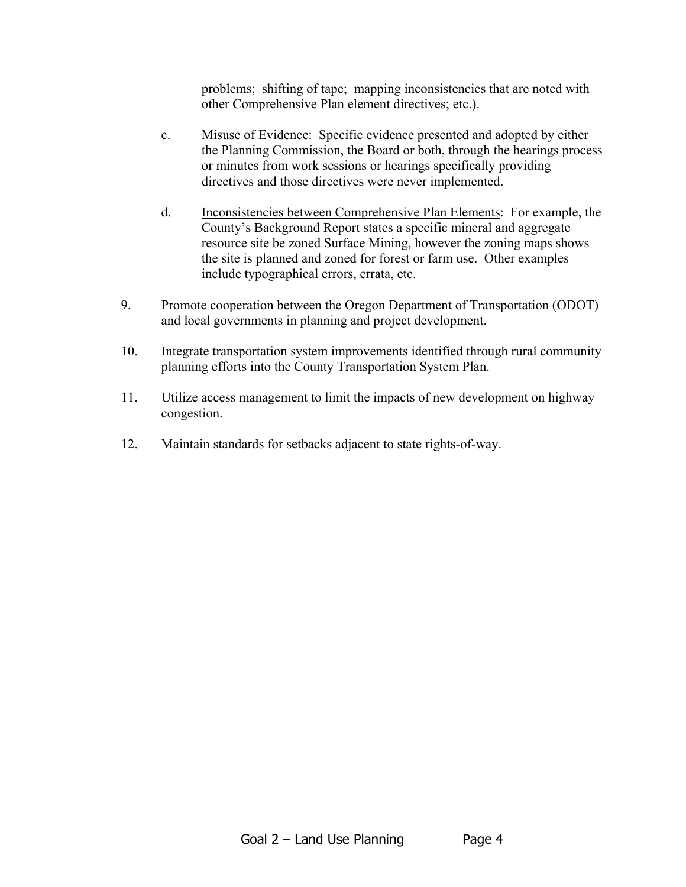problems; shifting of tape; mapping inconsistencies that are noted with other Comprehensive Plan element directives; etc.).

c. Misuse of Evidence: Specific evidence presented and adopted by either the Planning Commission, the Board or both, through the hearings process or minutes from work sessions or hearings specifically providing directives and those directives were never implemented.

d. Inconsistencies between Comprehensive Plan Elements: For example, the County's Background Report states a specific mineral and aggregate resource site be zoned Surface Mining, however the zoning maps shows the site is planned and zoned for forest or farm use. Other examples include typographical errors, errata, etc.

9. Promote cooperation between the Oregon Department of Transportation (ODOT) and local governments in planning and project development.

10. Integrate transportation system improvements identified through rural community planning efforts into the County Transportation System Plan.

11. Utilize access management to limit the impacts of new development on highway congestion.

12. Maintain standards for setbacks adjacent to state rights-of-way.